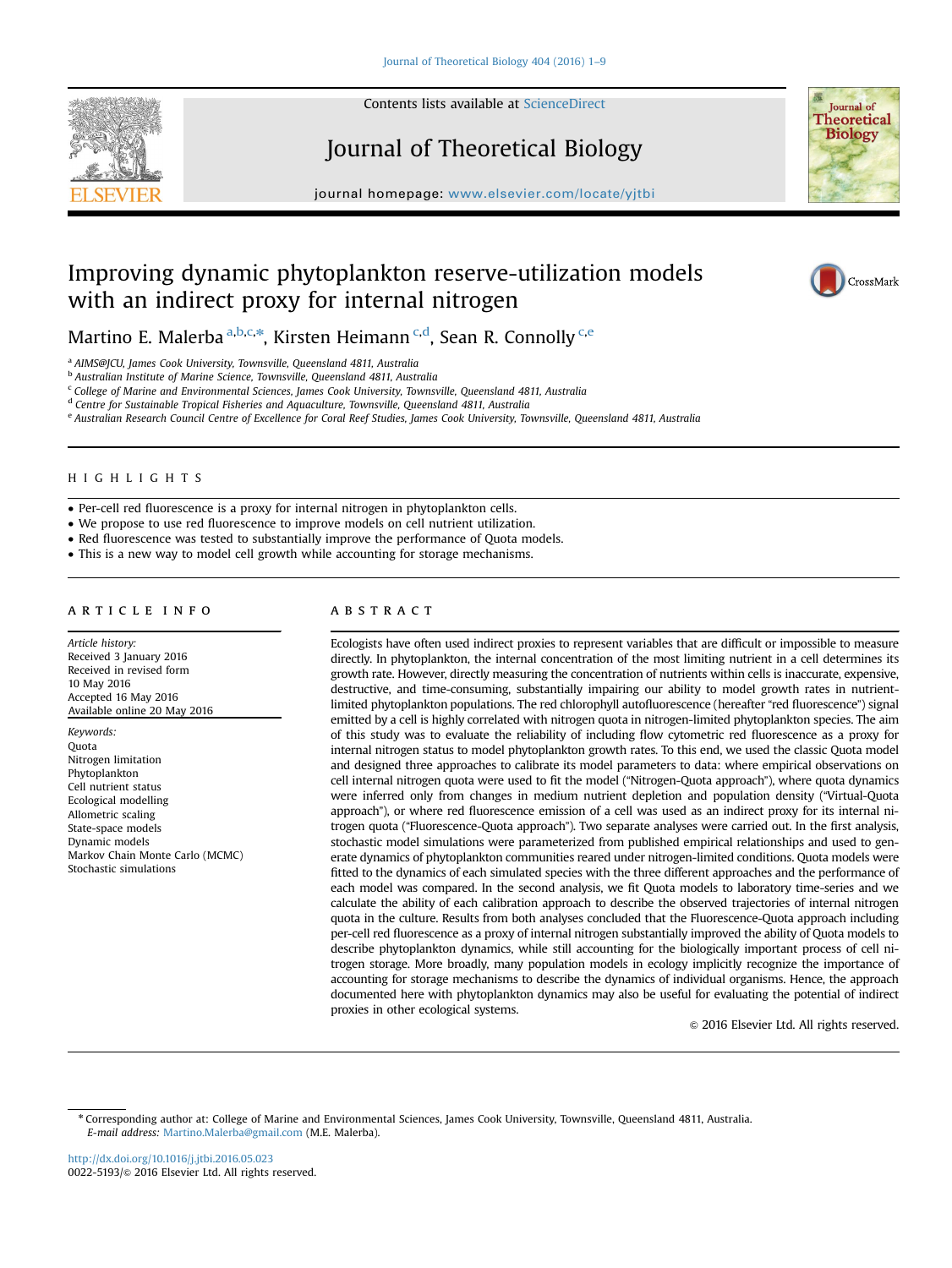# Improving dynamic phytoplankton reserve-utilization models with an indirect proxy for internal nitrogen

Martino E. Malerba [a,b,c,*], Kirsten Heimann [c,d], Sean R. Connolly [c,e]

[a] AIMS@JCU, James Cook University, Townsville, Queensland 4811, Australia
[b] Australian Institute of Marine Science, Townsville, Queensland 4811, Australia
[c] College of Marine and Environmental Sciences, James Cook University, Townsville, Queensland 4811, Australia
[d] Centre for Sustainable Tropical Fisheries and Aquaculture, Townsville, Queensland 4811, Australia
[e] Australian Research Council Centre of Excellence for Coral Reef Studies, James Cook University, Townsville, Queensland 4811, Australia

## HIGHLIGHTS

- Per-cell red fluorescence is a proxy for internal nitrogen in phytoplankton cells.
- We propose to use red fluorescence to improve models on cell nutrient utilization.
- Red fluorescence was tested to substantially improve the performance of Quota models.
- This is a new way to model cell growth while accounting for storage mechanisms.

## ARTICLE INFO

*Article history:*
Received 3 January 2016
Received in revised form 10 May 2016
Accepted 16 May 2016
Available online 20 May 2016

*Keywords:*
Quota
Nitrogen limitation
Phytoplankton
Cell nutrient status
Ecological modelling
Allometric scaling
State-space models
Dynamic models
Markov Chain Monte Carlo (MCMC)
Stochastic simulations

## ABSTRACT

Ecologists have often used indirect proxies to represent variables that are difficult or impossible to measure directly. In phytoplankton, the internal concentration of the most limiting nutrient in a cell determines its growth rate. However, directly measuring the concentration of nutrients within cells is inaccurate, expensive, destructive, and time-consuming, substantially impairing our ability to model growth rates in nutrient-limited phytoplankton populations. The red chlorophyll autofluorescence (hereafter "red fluorescence") signal emitted by a cell is highly correlated with nitrogen quota in nitrogen-limited phytoplankton species. The aim of this study was to evaluate the reliability of including flow cytometric red fluorescence as a proxy for internal nitrogen status to model phytoplankton growth rates. To this end, we used the classic Quota model and designed three approaches to calibrate its model parameters to data: where empirical observations on cell internal nitrogen quota were used to fit the model ("Nitrogen-Quota approach"), where quota dynamics were inferred only from changes in medium nutrient depletion and population density ("Virtual-Quota approach"), or where red fluorescence emission of a cell was used as an indirect proxy for its internal nitrogen quota ("Fluorescence-Quota approach"). Two separate analyses were carried out. In the first analysis, stochastic model simulations were parameterized from published empirical relationships and used to generate dynamics of phytoplankton communities reared under nitrogen-limited conditions. Quota models were fitted to the dynamics of each simulated species with the three different approaches and the performance of each model was compared. In the second analysis, we fit Quota models to laboratory time-series and we calculate the ability of each calibration approach to describe the observed trajectories of internal nitrogen quota in the culture. Results from both analyses concluded that the Fluorescence-Quota approach including per-cell red fluorescence as a proxy of internal nitrogen substantially improved the ability of Quota models to describe phytoplankton dynamics, while still accounting for the biologically important process of cell nitrogen storage. More broadly, many population models in ecology implicitly recognize the importance of accounting for storage mechanisms to describe the dynamics of individual organisms. Hence, the approach documented here with phytoplankton dynamics may also be useful for evaluating the potential of indirect proxies in other ecological systems.

© 2016 Elsevier Ltd. All rights reserved.

---

* Corresponding author at: College of Marine and Environmental Sciences, James Cook University, Townsville, Queensland 4811, Australia.
*E-mail address:* Martino.Malerba@gmail.com (M.E. Malerba).

http://dx.doi.org/10.1016/j.jtbi.2016.05.023
0022-5193/© 2016 Elsevier Ltd. All rights reserved.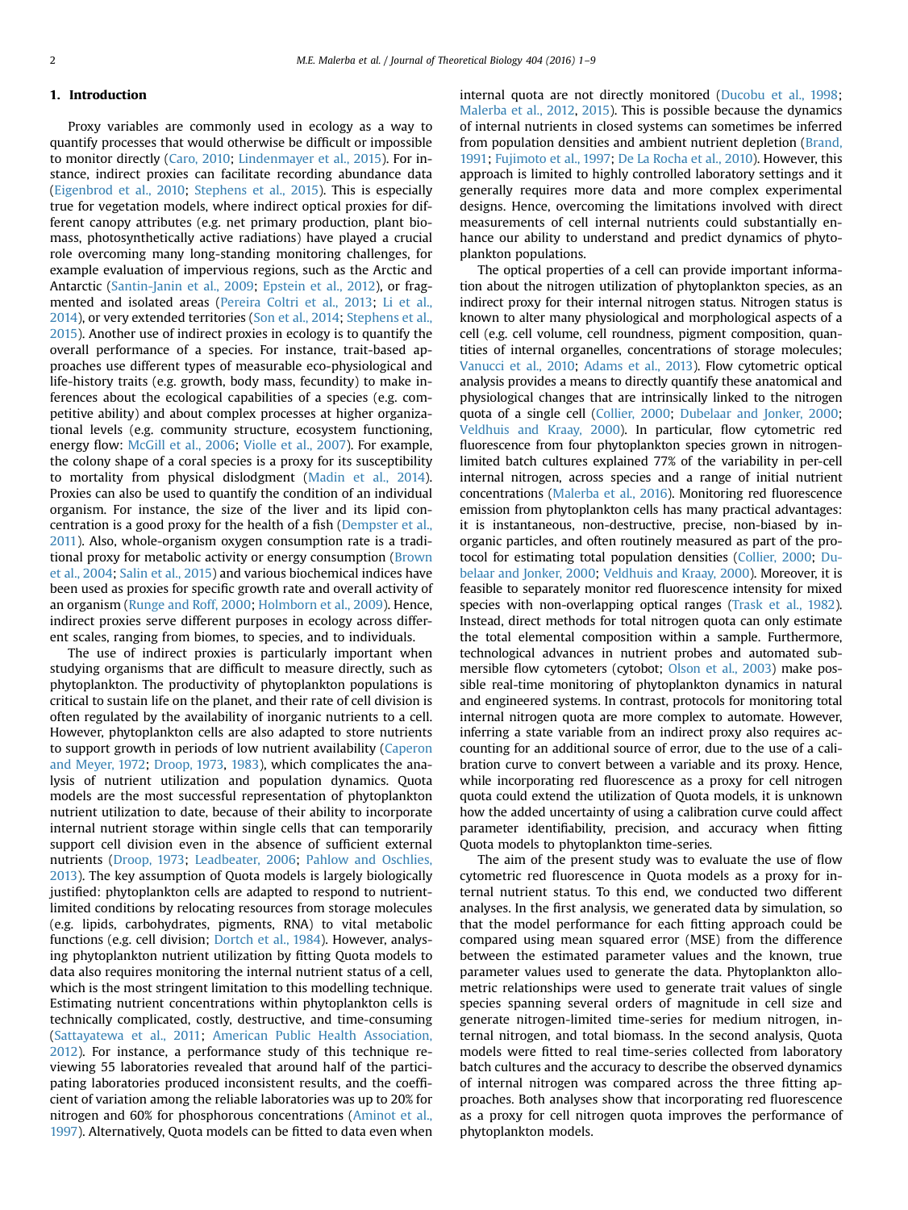## 1. Introduction

Proxy variables are commonly used in ecology as a way to quantify processes that would otherwise be difficult or impossible to monitor directly (Caro, 2010; Lindenmayer et al., 2015). For instance, indirect proxies can facilitate recording abundance data (Eigenbrod et al., 2010; Stephens et al., 2015). This is especially true for vegetation models, where indirect optical proxies for different canopy attributes (e.g. net primary production, plant biomass, photosynthetically active radiations) have played a crucial role overcoming many long-standing monitoring challenges, for example evaluation of impervious regions, such as the Arctic and Antarctic (Santin-Janin et al., 2009; Epstein et al., 2012), or fragmented and isolated areas (Pereira Coltri et al., 2013; Li et al., 2014), or very extended territories (Son et al., 2014; Stephens et al., 2015). Another use of indirect proxies in ecology is to quantify the overall performance of a species. For instance, trait-based approaches use different types of measurable eco-physiological and life-history traits (e.g. growth, body mass, fecundity) to make inferences about the ecological capabilities of a species (e.g. competitive ability) and about complex processes at higher organizational levels (e.g. community structure, ecosystem functioning, energy flow: McGill et al., 2006; Violle et al., 2007). For example, the colony shape of a coral species is a proxy for its susceptibility to mortality from physical dislodgment (Madin et al., 2014). Proxies can also be used to quantify the condition of an individual organism. For instance, the size of the liver and its lipid concentration is a good proxy for the health of a fish (Dempster et al., 2011). Also, whole-organism oxygen consumption rate is a traditional proxy for metabolic activity or energy consumption (Brown et al., 2004; Salin et al., 2015) and various biochemical indices have been used as proxies for specific growth rate and overall activity of an organism (Runge and Roff, 2000; Holmborn et al., 2009). Hence, indirect proxies serve different purposes in ecology across different scales, ranging from biomes, to species, and to individuals.

The use of indirect proxies is particularly important when studying organisms that are difficult to measure directly, such as phytoplankton. The productivity of phytoplankton populations is critical to sustain life on the planet, and their rate of cell division is often regulated by the availability of inorganic nutrients to a cell. However, phytoplankton cells are also adapted to store nutrients to support growth in periods of low nutrient availability (Caperon and Meyer, 1972; Droop, 1973, 1983), which complicates the analysis of nutrient utilization and population dynamics. Quota models are the most successful representation of phytoplankton nutrient utilization to date, because of their ability to incorporate internal nutrient storage within single cells that can temporarily support cell division even in the absence of sufficient external nutrients (Droop, 1973; Leadbeater, 2006; Pahlow and Oschlies, 2013). The key assumption of Quota models is largely biologically justified: phytoplankton cells are adapted to respond to nutrient-limited conditions by relocating resources from storage molecules (e.g. lipids, carbohydrates, pigments, RNA) to vital metabolic functions (e.g. cell division; Dortch et al., 1984). However, analysing phytoplankton nutrient utilization by fitting Quota models to data also requires monitoring the internal nutrient status of a cell, which is the most stringent limitation to this modelling technique. Estimating nutrient concentrations within phytoplankton cells is technically complicated, costly, destructive, and time-consuming (Sattayatewa et al., 2011; American Public Health Association, 2012). For instance, a performance study of this technique reviewing 55 laboratories revealed that around half of the participating laboratories produced inconsistent results, and the coefficient of variation among the reliable laboratories was up to 20% for nitrogen and 60% for phosphorous concentrations (Aminot et al., 1997). Alternatively, Quota models can be fitted to data even when internal quota are not directly monitored (Ducobu et al., 1998; Malerba et al., 2012, 2015). This is possible because the dynamics of internal nutrients in closed systems can sometimes be inferred from population densities and ambient nutrient depletion (Brand, 1991; Fujimoto et al., 1997; De La Rocha et al., 2010). However, this approach is limited to highly controlled laboratory settings and it generally requires more data and more complex experimental designs. Hence, overcoming the limitations involved with direct measurements of cell internal nutrients could substantially enhance our ability to understand and predict dynamics of phytoplankton populations.

The optical properties of a cell can provide important information about the nitrogen utilization of phytoplankton species, as an indirect proxy for their internal nitrogen status. Nitrogen status is known to alter many physiological and morphological aspects of a cell (e.g. cell volume, cell roundness, pigment composition, quantities of internal organelles, concentrations of storage molecules; Vanucci et al., 2010; Adams et al., 2013). Flow cytometric optical analysis provides a means to directly quantify these anatomical and physiological changes that are intrinsically linked to the nitrogen quota of a single cell (Collier, 2000; Dubelaar and Jonker, 2000; Veldhuis and Kraay, 2000). In particular, flow cytometric red fluorescence from four phytoplankton species grown in nitrogen-limited batch cultures explained 77% of the variability in per-cell internal nitrogen, across species and a range of initial nutrient concentrations (Malerba et al., 2016). Monitoring red fluorescence emission from phytoplankton cells has many practical advantages: it is instantaneous, non-destructive, precise, non-biased by inorganic particles, and often routinely measured as part of the protocol for estimating total population densities (Collier, 2000; Dubelaar and Jonker, 2000; Veldhuis and Kraay, 2000). Moreover, it is feasible to separately monitor red fluorescence intensity for mixed species with non-overlapping optical ranges (Trask et al., 1982). Instead, direct methods for total nitrogen quota can only estimate the total elemental composition within a sample. Furthermore, technological advances in nutrient probes and automated submersible flow cytometers (cytobot; Olson et al., 2003) make possible real-time monitoring of phytoplankton dynamics in natural and engineered systems. In contrast, protocols for monitoring total internal nitrogen quota are more complex to automate. However, inferring a state variable from an indirect proxy also requires accounting for an additional source of error, due to the use of a calibration curve to convert between a variable and its proxy. Hence, while incorporating red fluorescence as a proxy for cell nitrogen quota could extend the utilization of Quota models, it is unknown how the added uncertainty of using a calibration curve could affect parameter identifiability, precision, and accuracy when fitting Quota models to phytoplankton time-series.

The aim of the present study was to evaluate the use of flow cytometric red fluorescence in Quota models as a proxy for internal nutrient status. To this end, we conducted two different analyses. In the first analysis, we generated data by simulation, so that the model performance for each fitting approach could be compared using mean squared error (MSE) from the difference between the estimated parameter values and the known, true parameter values used to generate the data. Phytoplankton allometric relationships were used to generate trait values of single species spanning several orders of magnitude in cell size and generate nitrogen-limited time-series for medium nitrogen, internal nitrogen, and total biomass. In the second analysis, Quota models were fitted to real time-series collected from laboratory batch cultures and the accuracy to describe the observed dynamics of internal nitrogen was compared across the three fitting approaches. Both analyses show that incorporating red fluorescence as a proxy for cell nitrogen quota improves the performance of phytoplankton models.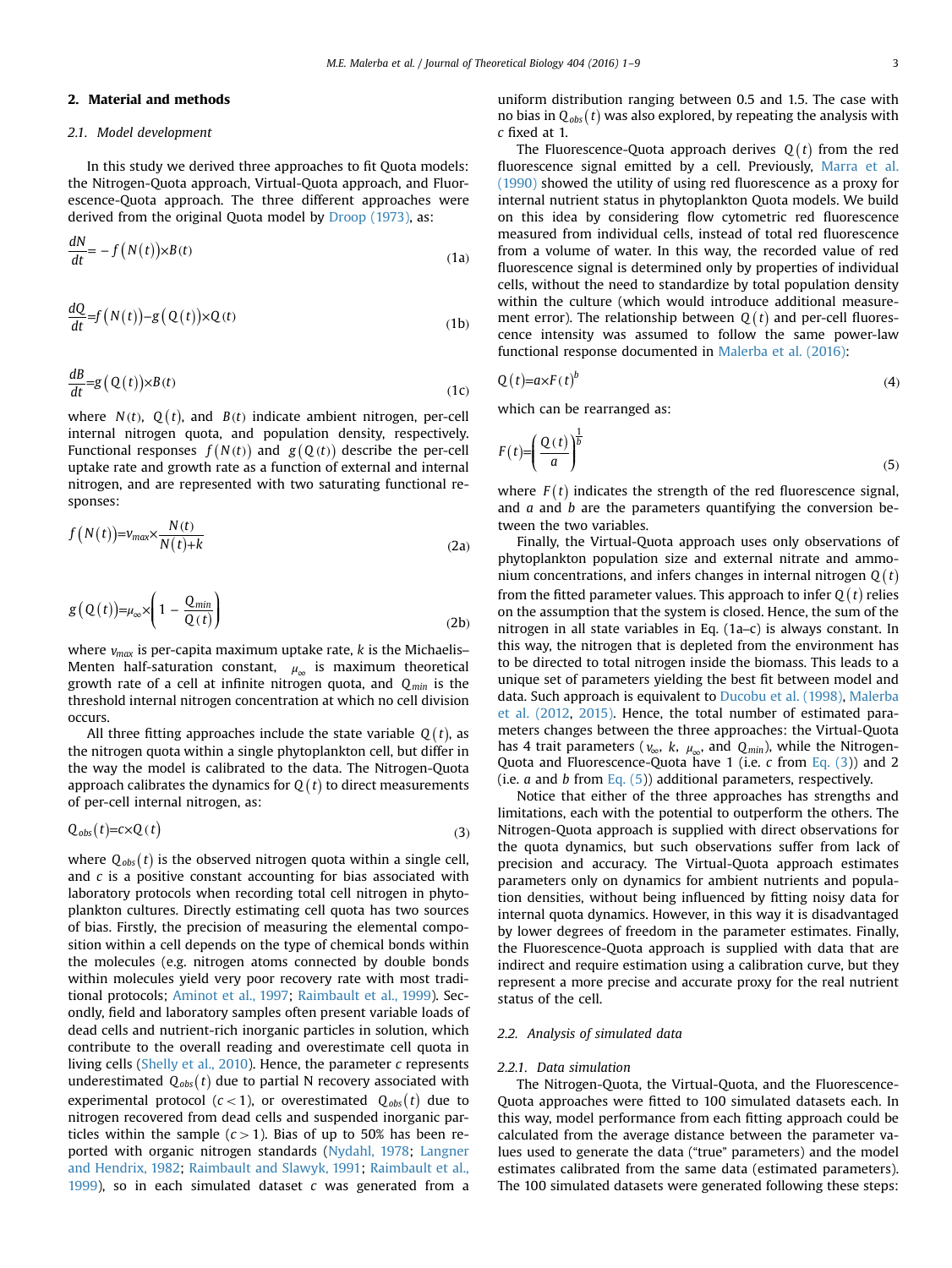## 2. Material and methods

### 2.1. Model development

In this study we derived three approaches to fit Quota models: the Nitrogen-Quota approach, Virtual-Quota approach, and Fluorescence-Quota approach. The three different approaches were derived from the original Quota model by Droop (1973), as:

$$\frac{dN}{dt} = -f\left(N(t)\right) \times B(t) \tag{1a}$$

$$\frac{dQ}{dt} = f\left(N(t)\right) - g\left(Q(t)\right) \times Q(t) \tag{1b}$$

$$\frac{dB}{dt} = g\left(Q(t)\right) \times B(t) \tag{1c}$$

where $N(t)$, $Q(t)$, and $B(t)$ indicate ambient nitrogen, per-cell internal nitrogen quota, and population density, respectively. Functional responses $f\left(N(t)\right)$ and $g\left(Q(t)\right)$ describe the per-cell uptake rate and growth rate as a function of external and internal nitrogen, and are represented with two saturating functional responses:

$$f\left(N(t)\right) = v_{max} \times \frac{N(t)}{N(t)+k} \tag{2a}$$

$$g\left(Q(t)\right) = \mu_{\infty} \times \left(1 - \frac{Q_{min}}{Q(t)}\right) \tag{2b}$$

where $v_{max}$ is per-capita maximum uptake rate, $k$ is the Michaelis–Menten half-saturation constant, $\mu_{\infty}$ is maximum theoretical growth rate of a cell at infinite nitrogen quota, and $Q_{min}$ is the threshold internal nitrogen concentration at which no cell division occurs.

All three fitting approaches include the state variable $Q(t)$, as the nitrogen quota within a single phytoplankton cell, but differ in the way the model is calibrated to the data. The Nitrogen-Quota approach calibrates the dynamics for $Q(t)$ to direct measurements of per-cell internal nitrogen, as:

$$Q_{obs}(t) = c \times Q(t) \tag{3}$$

where $Q_{obs}(t)$ is the observed nitrogen quota within a single cell, and $c$ is a positive constant accounting for bias associated with laboratory protocols when recording total cell nitrogen in phytoplankton cultures. Directly estimating cell quota has two sources of bias. Firstly, the precision of measuring the elemental composition within a cell depends on the type of chemical bonds within the molecules (e.g. nitrogen atoms connected by double bonds within molecules yield very poor recovery rate with most traditional protocols; Aminot et al., 1997; Raimbault et al., 1999). Secondly, field and laboratory samples often present variable loads of dead cells and nutrient-rich inorganic particles in solution, which contribute to the overall reading and overestimate cell quota in living cells (Shelly et al., 2010). Hence, the parameter $c$ represents underestimated $Q_{obs}(t)$ due to partial N recovery associated with experimental protocol ($c<1$), or overestimated $Q_{obs}(t)$ due to nitrogen recovered from dead cells and suspended inorganic particles within the sample ($c>1$). Bias of up to 50% has been reported with organic nitrogen standards (Nydahl, 1978; Langner and Hendrix, 1982; Raimbault and Slawyk, 1991; Raimbault et al., 1999), so in each simulated dataset $c$ was generated from a uniform distribution ranging between 0.5 and 1.5. The case with no bias in $Q_{obs}(t)$ was also explored, by repeating the analysis with $c$ fixed at 1.

The Fluorescence-Quota approach derives $Q(t)$ from the red fluorescence signal emitted by a cell. Previously, Marra et al. (1990) showed the utility of using red fluorescence as a proxy for internal nutrient status in phytoplankton Quota models. We build on this idea by considering flow cytometric red fluorescence measured from individual cells, instead of total red fluorescence from a volume of water. In this way, the recorded value of red fluorescence signal is determined only by properties of individual cells, without the need to standardize by total population density within the culture (which would introduce additional measurement error). The relationship between $Q(t)$ and per-cell fluorescence intensity was assumed to follow the same power-law functional response documented in Malerba et al. (2016):

$$Q(t) = a \times F(t)^{b} \tag{4}$$

which can be rearranged as:

$$F(t) = \left(\frac{Q(t)}{a}\right)^{\frac{1}{b}} \tag{5}$$

where $F(t)$ indicates the strength of the red fluorescence signal, and $a$ and $b$ are the parameters quantifying the conversion between the two variables.

Finally, the Virtual-Quota approach uses only observations of phytoplankton population size and external nitrate and ammonium concentrations, and infers changes in internal nitrogen $Q(t)$ from the fitted parameter values. This approach to infer $Q(t)$ relies on the assumption that the system is closed. Hence, the sum of the nitrogen in all state variables in Eq. (1a–c) is always constant. In this way, the nitrogen that is depleted from the environment has to be directed to total nitrogen inside the biomass. This leads to a unique set of parameters yielding the best fit between model and data. Such approach is equivalent to Ducobu et al. (1998), Malerba et al. (2012, 2015). Hence, the total number of estimated parameters changes between the three approaches: the Virtual-Quota has 4 trait parameters ($v_{\infty}$, $k$, $\mu_{\infty}$, and $Q_{min}$), while the Nitrogen-Quota and Fluorescence-Quota have 1 (i.e. $c$ from Eq. (3)) and 2 (i.e. $a$ and $b$ from Eq. (5)) additional parameters, respectively.

Notice that either of the three approaches has strengths and limitations, each with the potential to outperform the others. The Nitrogen-Quota approach is supplied with direct observations for the quota dynamics, but such observations suffer from lack of precision and accuracy. The Virtual-Quota approach estimates parameters only on dynamics for ambient nutrients and population densities, without being influenced by fitting noisy data for internal quota dynamics. However, in this way it is disadvantaged by lower degrees of freedom in the parameter estimates. Finally, the Fluorescence-Quota approach is supplied with data that are indirect and require estimation using a calibration curve, but they represent a more precise and accurate proxy for the real nutrient status of the cell.

### 2.2. Analysis of simulated data

#### 2.2.1. Data simulation

The Nitrogen-Quota, the Virtual-Quota, and the Fluorescence-Quota approaches were fitted to 100 simulated datasets each. In this way, model performance from each fitting approach could be calculated from the average distance between the parameter values used to generate the data ("true" parameters) and the model estimates calibrated from the same data (estimated parameters). The 100 simulated datasets were generated following these steps: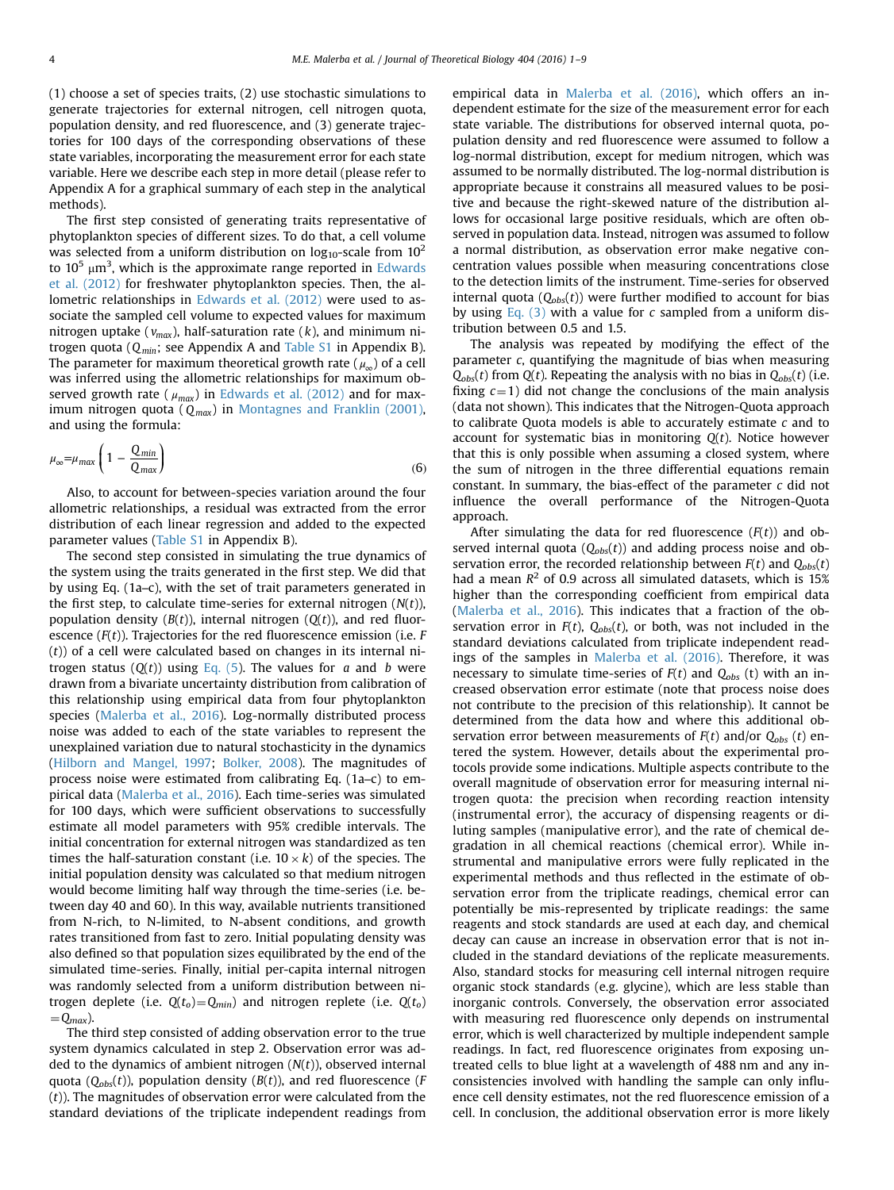(1) choose a set of species traits, (2) use stochastic simulations to generate trajectories for external nitrogen, cell nitrogen quota, population density, and red fluorescence, and (3) generate trajectories for 100 days of the corresponding observations of these state variables, incorporating the measurement error for each state variable. Here we describe each step in more detail (please refer to Appendix A for a graphical summary of each step in the analytical methods).

The first step consisted of generating traits representative of phytoplankton species of different sizes. To do that, a cell volume was selected from a uniform distribution on $\log_{10}$-scale from $10^2$ to $10^5$ $\mu m^3$, which is the approximate range reported in Edwards et al. (2012) for freshwater phytoplankton species. Then, the allometric relationships in Edwards et al. (2012) were used to associate the sampled cell volume to expected values for maximum nitrogen uptake ($v_{max}$), half-saturation rate ($k$), and minimum nitrogen quota ($Q_{min}$; see Appendix A and Table S1 in Appendix B). The parameter for maximum theoretical growth rate ($\mu_\infty$) of a cell was inferred using the allometric relationships for maximum observed growth rate ($\mu_{max}$) in Edwards et al. (2012) and for maximum nitrogen quota ($Q_{max}$) in Montagnes and Franklin (2001), and using the formula:

$$\mu_\infty = \mu_{max}\left(1 - \frac{Q_{min}}{Q_{max}}\right) \tag{6}$$

Also, to account for between-species variation around the four allometric relationships, a residual was extracted from the error distribution of each linear regression and added to the expected parameter values (Table S1 in Appendix B).

The second step consisted in simulating the true dynamics of the system using the traits generated in the first step. We did that by using Eq. (1a–c), with the set of trait parameters generated in the first step, to calculate time-series for external nitrogen ($N(t)$), population density ($B(t)$), internal nitrogen ($Q(t)$), and red fluorescence ($F(t)$). Trajectories for the red fluorescence emission (i.e. $F(t)$) of a cell were calculated based on changes in its internal nitrogen status ($Q(t)$) using Eq. (5). The values for $a$ and $b$ were drawn from a bivariate uncertainty distribution from calibration of this relationship using empirical data from four phytoplankton species (Malerba et al., 2016). Log-normally distributed process noise was added to each of the state variables to represent the unexplained variation due to natural stochasticity in the dynamics (Hilborn and Mangel, 1997; Bolker, 2008). The magnitudes of process noise were estimated from calibrating Eq. (1a–c) to empirical data (Malerba et al., 2016). Each time-series was simulated for 100 days, which were sufficient observations to successfully estimate all model parameters with 95% credible intervals. The initial concentration for external nitrogen was standardized as ten times the half-saturation constant (i.e. $10 \times k$) of the species. The initial population density was calculated so that medium nitrogen would become limiting half way through the time-series (i.e. between day 40 and 60). In this way, available nutrients transitioned from N-rich, to N-limited, to N-absent conditions, and growth rates transitioned from fast to zero. Initial populating density was also defined so that population sizes equilibrated by the end of the simulated time-series. Finally, initial per-capita internal nitrogen was randomly selected from a uniform distribution between nitrogen deplete (i.e. $Q(t_o) = Q_{min}$) and nitrogen replete (i.e. $Q(t_o) = Q_{max}$).

The third step consisted of adding observation error to the true system dynamics calculated in step 2. Observation error was added to the dynamics of ambient nitrogen ($N(t)$), observed internal quota ($Q_{obs}(t)$), population density ($B(t)$), and red fluorescence ($F(t)$). The magnitudes of observation error were calculated from the standard deviations of the triplicate independent readings from empirical data in Malerba et al. (2016), which offers an independent estimate for the size of the measurement error for each state variable. The distributions for observed internal quota, population density and red fluorescence were assumed to follow a log-normal distribution, except for medium nitrogen, which was assumed to be normally distributed. The log-normal distribution is appropriate because it constrains all measured values to be positive and because the right-skewed nature of the distribution allows for occasional large positive residuals, which are often observed in population data. Instead, nitrogen was assumed to follow a normal distribution, as observation error make negative concentration values possible when measuring concentrations close to the detection limits of the instrument. Time-series for observed internal quota ($Q_{obs}(t)$) were further modified to account for bias by using Eq. (3) with a value for $c$ sampled from a uniform distribution between 0.5 and 1.5.

The analysis was repeated by modifying the effect of the parameter $c$, quantifying the magnitude of bias when measuring $Q_{obs}(t)$ from $Q(t)$. Repeating the analysis with no bias in $Q_{obs}(t)$ (i.e. fixing $c = 1$) did not change the conclusions of the main analysis (data not shown). This indicates that the Nitrogen-Quota approach to calibrate Quota models is able to accurately estimate $c$ and to account for systematic bias in monitoring $Q(t)$. Notice however that this is only possible when assuming a closed system, where the sum of nitrogen in the three differential equations remain constant. In summary, the bias-effect of the parameter $c$ did not influence the overall performance of the Nitrogen-Quota approach.

After simulating the data for red fluorescence ($F(t)$) and observed internal quota ($Q_{obs}(t)$) and adding process noise and observation error, the recorded relationship between $F(t)$ and $Q_{obs}(t)$ had a mean $R^2$ of 0.9 across all simulated datasets, which is 15% higher than the corresponding coefficient from empirical data (Malerba et al., 2016). This indicates that a fraction of the observation error in $F(t)$, $Q_{obs}(t)$, or both, was not included in the standard deviations calculated from triplicate independent readings of the samples in Malerba et al. (2016). Therefore, it was necessary to simulate time-series of $F(t)$ and $Q_{obs}$ $(t)$ with an increased observation error estimate (note that process noise does not contribute to the precision of this relationship). It cannot be determined from the data how and where this additional observation error between measurements of $F(t)$ and/or $Q_{obs}$ $(t)$ entered the system. However, details about the experimental protocols provide some indications. Multiple aspects contribute to the overall magnitude of observation error for measuring internal nitrogen quota: the precision when recording reaction intensity (instrumental error), the accuracy of dispensing reagents or diluting samples (manipulative error), and the rate of chemical degradation in all chemical reactions (chemical error). While instrumental and manipulative errors were fully replicated in the experimental methods and thus reflected in the estimate of observation error from the triplicate readings, chemical error can potentially be mis-represented by triplicate readings: the same reagents and stock standards are used at each day, and chemical decay can cause an increase in observation error that is not included in the standard deviations of the replicate measurements. Also, standard stocks for measuring cell internal nitrogen require organic stock standards (e.g. glycine), which are less stable than inorganic controls. Conversely, the observation error associated with measuring red fluorescence only depends on instrumental error, which is well characterized by multiple independent sample readings. In fact, red fluorescence originates from exposing untreated cells to blue light at a wavelength of 488 nm and any inconsistencies involved with handling the sample can only influence cell density estimates, not the red fluorescence emission of a cell. In conclusion, the additional observation error is more likely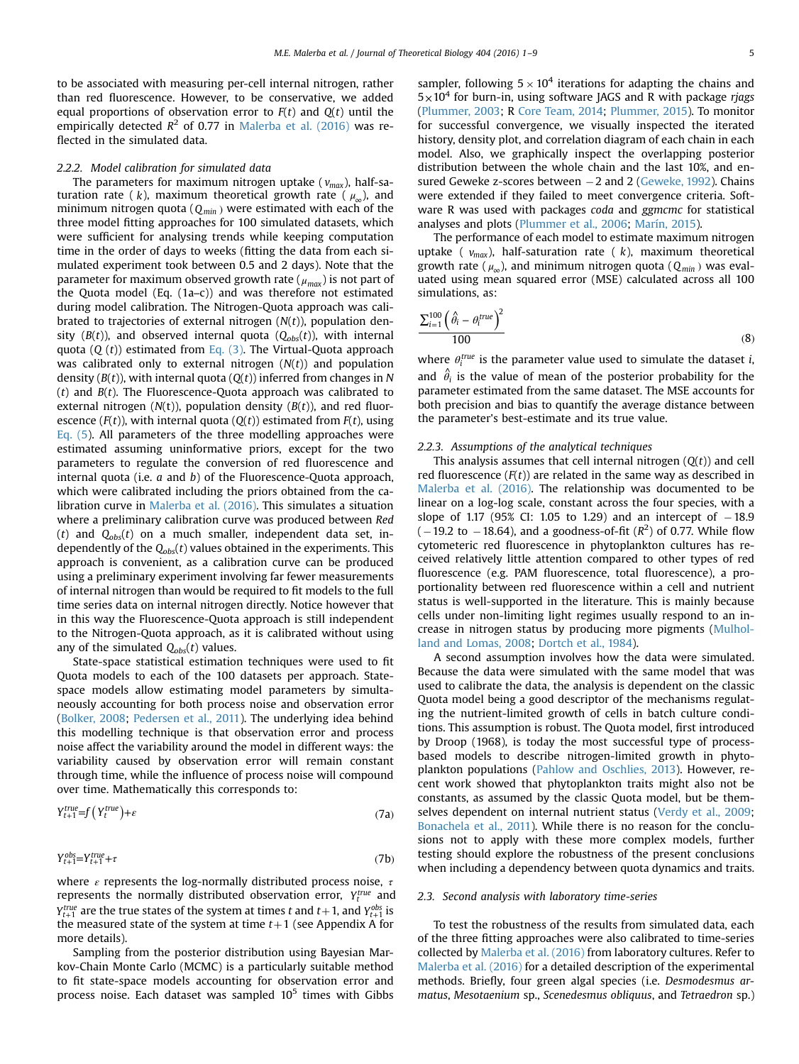to be associated with measuring per-cell internal nitrogen, rather than red fluorescence. However, to be conservative, we added equal proportions of observation error to $F(t)$ and $Q(t)$ until the empirically detected $R^2$ of 0.77 in Malerba et al. (2016) was reflected in the simulated data.

#### 2.2.2. Model calibration for simulated data

The parameters for maximum nitrogen uptake ( $v_{max}$), half-saturation rate ( $k$), maximum theoretical growth rate ( $\mu_{\infty}$), and minimum nitrogen quota ($Q_{min}$ ) were estimated with each of the three model fitting approaches for 100 simulated datasets, which were sufficient for analysing trends while keeping computation time in the order of days to weeks (fitting the data from each simulated experiment took between 0.5 and 2 days). Note that the parameter for maximum observed growth rate ($\mu_{max}$) is not part of the Quota model (Eq. (1a–c)) and was therefore not estimated during model calibration. The Nitrogen-Quota approach was calibrated to trajectories of external nitrogen ($N(t)$), population density ($B(t)$), and observed internal quota ($Q_{obs}(t)$), with internal quota ($Q$ $(t)$) estimated from Eq. (3). The Virtual-Quota approach was calibrated only to external nitrogen ($N(t)$) and population density ($B(t)$), with internal quota ($Q(t)$) inferred from changes in $N$ $(t)$ and $B(t)$. The Fluorescence-Quota approach was calibrated to external nitrogen ($N$(t)), population density ($B(t)$), and red fluorescence ($F(t)$), with internal quota ($Q(t)$) estimated from $F(t)$, using Eq. (5). All parameters of the three modelling approaches were estimated assuming uninformative priors, except for the two parameters to regulate the conversion of red fluorescence and internal quota (i.e. $a$ and $b$) of the Fluorescence-Quota approach, which were calibrated including the priors obtained from the calibration curve in Malerba et al. (2016). This simulates a situation where a preliminary calibration curve was produced between *Red* $(t)$ and $Q_{obs}(t)$ on a much smaller, independent data set, independently of the $Q_{obs}(t)$ values obtained in the experiments. This approach is convenient, as a calibration curve can be produced using a preliminary experiment involving far fewer measurements of internal nitrogen than would be required to fit models to the full time series data on internal nitrogen directly. Notice however that in this way the Fluorescence-Quota approach is still independent to the Nitrogen-Quota approach, as it is calibrated without using any of the simulated $Q_{obs}(t)$ values.

State-space statistical estimation techniques were used to fit Quota models to each of the 100 datasets per approach. State-space models allow estimating model parameters by simultaneously accounting for both process noise and observation error (Bolker, 2008; Pedersen et al., 2011). The underlying idea behind this modelling technique is that observation error and process noise affect the variability around the model in different ways: the variability caused by observation error will remain constant through time, while the influence of process noise will compound over time. Mathematically this corresponds to:

$$Y_{t+1}^{true}=f\left(Y_t^{true}\right)+\varepsilon \tag{7a}$$

$$Y_{t+1}^{obs}=Y_{t+1}^{true}+\tau \tag{7b}$$

where $\varepsilon$ represents the log-normally distributed process noise, $\tau$ represents the normally distributed observation error, $Y_t^{true}$ and $Y_{t+1}^{true}$ are the true states of the system at times $t$ and $t+1$, and $Y_{t+1}^{obs}$ is the measured state of the system at time $t+1$ (see Appendix A for more details).

Sampling from the posterior distribution using Bayesian Markov-Chain Monte Carlo (MCMC) is a particularly suitable method to fit state-space models accounting for observation error and process noise. Each dataset was sampled $10^5$ times with Gibbs sampler, following $5\times10^4$ iterations for adapting the chains and $5\times10^4$ for burn-in, using software JAGS and R with package *rjags* (Plummer, 2003; R Core Team, 2014; Plummer, 2015). To monitor for successful convergence, we visually inspected the iterated history, density plot, and correlation diagram of each chain in each model. Also, we graphically inspect the overlapping posterior distribution between the whole chain and the last 10%, and ensured Geweke z-scores between $-2$ and 2 (Geweke, 1992). Chains were extended if they failed to meet convergence criteria. Software R was used with packages *coda* and *ggmcmc* for statistical analyses and plots (Plummer et al., 2006; Marín, 2015).

The performance of each model to estimate maximum nitrogen uptake ( $v_{max}$), half-saturation rate ( $k$), maximum theoretical growth rate ($\mu_{\infty}$), and minimum nitrogen quota ($Q_{min}$ ) was evaluated using mean squared error (MSE) calculated across all 100 simulations, as:

$$\frac{\sum_{i=1}^{100}\left(\hat{\theta}_i-\theta_i^{true}\right)^2}{100} \tag{8}$$

where $\theta_i^{true}$ is the parameter value used to simulate the dataset $i$, and $\hat{\theta}_i$ is the value of mean of the posterior probability for the parameter estimated from the same dataset. The MSE accounts for both precision and bias to quantify the average distance between the parameter's best-estimate and its true value.

#### 2.2.3. Assumptions of the analytical techniques

This analysis assumes that cell internal nitrogen ($Q(t)$) and cell red fluorescence ($F(t)$) are related in the same way as described in Malerba et al. (2016). The relationship was documented to be linear on a log-log scale, constant across the four species, with a slope of 1.17 (95% CI: 1.05 to 1.29) and an intercept of $-18.9$ ($-19.2$ to $-18.64$), and a goodness-of-fit ($R^2$) of 0.77. While flow cytometeric red fluorescence in phytoplankton cultures has received relatively little attention compared to other types of red fluorescence (e.g. PAM fluorescence, total fluorescence), a proportionality between red fluorescence within a cell and nutrient status is well-supported in the literature. This is mainly because cells under non-limiting light regimes usually respond to an increase in nitrogen status by producing more pigments (Mulholland and Lomas, 2008; Dortch et al., 1984).

A second assumption involves how the data were simulated. Because the data were simulated with the same model that was used to calibrate the data, the analysis is dependent on the classic Quota model being a good descriptor of the mechanisms regulating the nutrient-limited growth of cells in batch culture conditions. This assumption is robust. The Quota model, first introduced by Droop (1968), is today the most successful type of process-based models to describe nitrogen-limited growth in phytoplankton populations (Pahlow and Oschlies, 2013). However, recent work showed that phytoplankton traits might also not be constants, as assumed by the classic Quota model, but be themselves dependent on internal nutrient status (Verdy et al., 2009; Bonachela et al., 2011). While there is no reason for the conclusions not to apply with these more complex models, further testing should explore the robustness of the present conclusions when including a dependency between quota dynamics and traits.

### 2.3. Second analysis with laboratory time-series

To test the robustness of the results from simulated data, each of the three fitting approaches were also calibrated to time-series collected by Malerba et al. (2016) from laboratory cultures. Refer to Malerba et al. (2016) for a detailed description of the experimental methods. Briefly, four green algal species (i.e. *Desmodesmus armatus*, *Mesotaenium* sp., *Scenedesmus obliquus*, and *Tetraedron* sp.)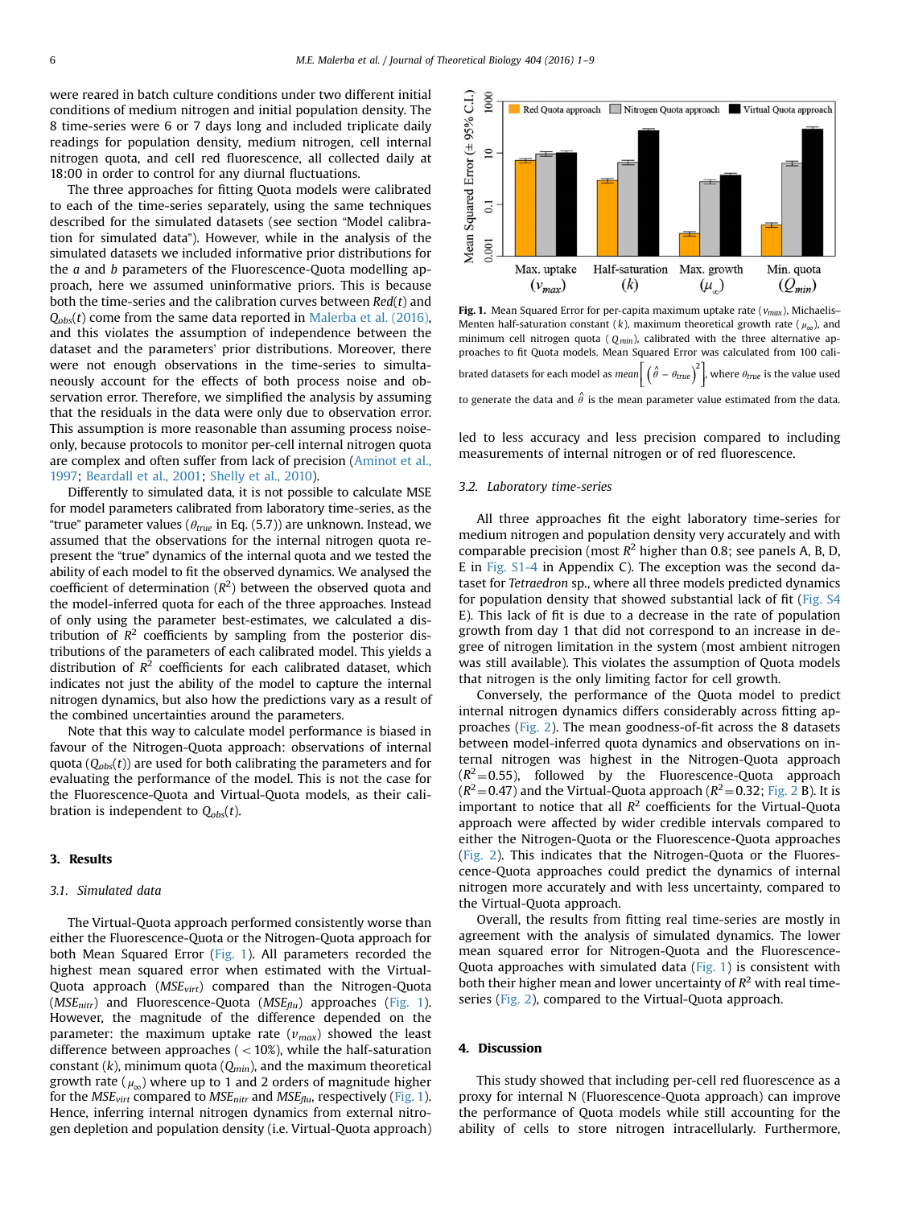were reared in batch culture conditions under two different initial conditions of medium nitrogen and initial population density. The 8 time-series were 6 or 7 days long and included triplicate daily readings for population density, medium nitrogen, cell internal nitrogen quota, and cell red fluorescence, all collected daily at 18:00 in order to control for any diurnal fluctuations.

The three approaches for fitting Quota models were calibrated to each of the time-series separately, using the same techniques described for the simulated datasets (see section "Model calibration for simulated data"). However, while in the analysis of the simulated datasets we included informative prior distributions for the $a$ and $b$ parameters of the Fluorescence-Quota modelling approach, here we assumed uninformative priors. This is because both the time-series and the calibration curves between $Red(t)$ and $Q_{obs}(t)$ come from the same data reported in Malerba et al. (2016), and this violates the assumption of independence between the dataset and the parameters' prior distributions. Moreover, there were not enough observations in the time-series to simultaneously account for the effects of both process noise and observation error. Therefore, we simplified the analysis by assuming that the residuals in the data were only due to observation error. This assumption is more reasonable than assuming process noise-only, because protocols to monitor per-cell internal nitrogen quota are complex and often suffer from lack of precision (Aminot et al., 1997; Beardall et al., 2001; Shelly et al., 2010).

Differently to simulated data, it is not possible to calculate MSE for model parameters calibrated from laboratory time-series, as the "true" parameter values ($\theta_{true}$ in Eq. (5.7)) are unknown. Instead, we assumed that the observations for the internal nitrogen quota represent the "true" dynamics of the internal quota and we tested the ability of each model to fit the observed dynamics. We analysed the coefficient of determination ($R^2$) between the observed quota and the model-inferred quota for each of the three approaches. Instead of only using the parameter best-estimates, we calculated a distribution of $R^2$ coefficients by sampling from the posterior distributions of the parameters of each calibrated model. This yields a distribution of $R^2$ coefficients for each calibrated dataset, which indicates not just the ability of the model to capture the internal nitrogen dynamics, but also how the predictions vary as a result of the combined uncertainties around the parameters.

Note that this way to calculate model performance is biased in favour of the Nitrogen-Quota approach: observations of internal quota ($Q_{obs}(t)$) are used for both calibrating the parameters and for evaluating the performance of the model. This is not the case for the Fluorescence-Quota and Virtual-Quota models, as their calibration is independent to $Q_{obs}(t)$.

## 3. Results

### 3.1. Simulated data

The Virtual-Quota approach performed consistently worse than either the Fluorescence-Quota or the Nitrogen-Quota approach for both Mean Squared Error (Fig. 1). All parameters recorded the highest mean squared error when estimated with the Virtual-Quota approach ($MSE_{virt}$) compared than the Nitrogen-Quota ($MSE_{nitr}$) and Fluorescence-Quota ($MSE_{flu}$) approaches (Fig. 1). However, the magnitude of the difference depended on the parameter: the maximum uptake rate ($v_{max}$) showed the least difference between approaches ($<10\%$), while the half-saturation constant ($k$), minimum quota ($Q_{min}$), and the maximum theoretical growth rate ($\mu_\infty$) where up to 1 and 2 orders of magnitude higher for the $MSE_{virt}$ compared to $MSE_{nitr}$ and $MSE_{flu}$, respectively (Fig. 1). Hence, inferring internal nitrogen dynamics from external nitrogen depletion and population density (i.e. Virtual-Quota approach) led to less accuracy and less precision compared to including measurements of internal nitrogen or of red fluorescence.

**Fig. 1.** Mean Squared Error for per-capita maximum uptake rate ($v_{max}$), Michaelis–Menten half-saturation constant ($k$), maximum theoretical growth rate ($\mu_\infty$), and minimum cell nitrogen quota ($Q_{min}$), calibrated with the three alternative approaches to fit Quota models. Mean Squared Error was calculated from 100 calibrated datasets for each model as $mean\left[\left(\hat{\theta}-\theta_{true}\right)^2\right]$, where $\theta_{true}$ is the value used to generate the data and $\hat{\theta}$ is the mean parameter value estimated from the data.

### 3.2. Laboratory time-series

All three approaches fit the eight laboratory time-series for medium nitrogen and population density very accurately and with comparable precision (most $R^2$ higher than 0.8; see panels A, B, D, E in Fig. S1-4 in Appendix C). The exception was the second dataset for *Tetraedron* sp., where all three models predicted dynamics for population density that showed substantial lack of fit (Fig. S4 E). This lack of fit is due to a decrease in the rate of population growth from day 1 that did not correspond to an increase in degree of nitrogen limitation in the system (most ambient nitrogen was still available). This violates the assumption of Quota models that nitrogen is the only limiting factor for cell growth.

Conversely, the performance of the Quota model to predict internal nitrogen dynamics differs considerably across fitting approaches (Fig. 2). The mean goodness-of-fit across the 8 datasets between model-inferred quota dynamics and observations on internal nitrogen was highest in the Nitrogen-Quota approach ($R^2=0.55$), followed by the Fluorescence-Quota approach ($R^2=0.47$) and the Virtual-Quota approach ($R^2=0.32$; Fig. 2 B). It is important to notice that all $R^2$ coefficients for the Virtual-Quota approach were affected by wider credible intervals compared to either the Nitrogen-Quota or the Fluorescence-Quota approaches (Fig. 2). This indicates that the Nitrogen-Quota or the Fluorescence-Quota approaches could predict the dynamics of internal nitrogen more accurately and with less uncertainty, compared to the Virtual-Quota approach.

Overall, the results from fitting real time-series are mostly in agreement with the analysis of simulated dynamics. The lower mean squared error for Nitrogen-Quota and the Fluorescence-Quota approaches with simulated data (Fig. 1) is consistent with both their higher mean and lower uncertainty of $R^2$ with real time-series (Fig. 2), compared to the Virtual-Quota approach.

## 4. Discussion

This study showed that including per-cell red fluorescence as a proxy for internal N (Fluorescence-Quota approach) can improve the performance of Quota models while still accounting for the ability of cells to store nitrogen intracellularly. Furthermore,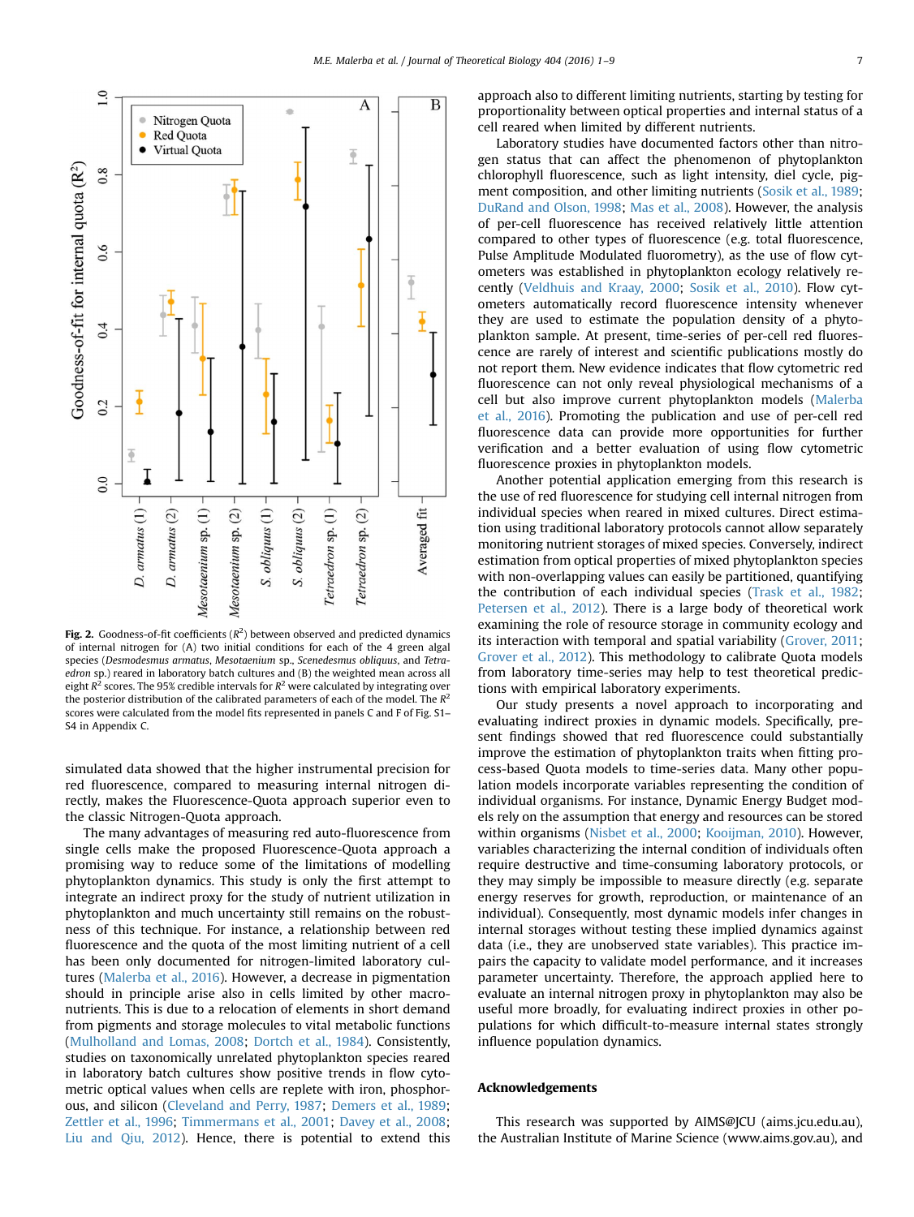Goodness-of-fit for internal quota ($R^2$)

1.0

0.8

0.6

0.4

0.2

0.0

A

B

Nitrogen Quota

Red Quota

Virtual Quota

*D. armatus* (1)

*D. armatus* (2)

*Mesotaenium* sp. (1)

*Mesotaenium* sp. (2)

*S. obliquus* (1)

*S. obliquus* (2)

*Tetraedron* sp. (1)

*Tetraedron* sp. (2)

Averaged fit

**Fig. 2.** Goodness-of-fit coefficients ($R^2$) between observed and predicted dynamics of internal nitrogen for (A) two initial conditions for each of the 4 green algal species (*Desmodesmus armatus*, *Mesotaenium* sp., *Scenedesmus obliquus*, and *Tetraedron* sp.) reared in laboratory batch cultures and (B) the weighted mean across all eight $R^2$ scores. The 95% credible intervals for $R^2$ were calculated by integrating over the posterior distribution of the calibrated parameters of each of the model. The $R^2$ scores were calculated from the model fits represented in panels C and F of Fig. S1–S4 in Appendix C.

simulated data showed that the higher instrumental precision for red fluorescence, compared to measuring internal nitrogen directly, makes the Fluorescence-Quota approach superior even to the classic Nitrogen-Quota approach.

The many advantages of measuring red auto-fluorescence from single cells make the proposed Fluorescence-Quota approach a promising way to reduce some of the limitations of modelling phytoplankton dynamics. This study is only the first attempt to integrate an indirect proxy for the study of nutrient utilization in phytoplankton and much uncertainty still remains on the robustness of this technique. For instance, a relationship between red fluorescence and the quota of the most limiting nutrient of a cell has been only documented for nitrogen-limited laboratory cultures (Malerba et al., 2016). However, a decrease in pigmentation should in principle arise also in cells limited by other macronutrients. This is due to a relocation of elements in short demand from pigments and storage molecules to vital metabolic functions (Mulholland and Lomas, 2008; Dortch et al., 1984). Consistently, studies on taxonomically unrelated phytoplankton species reared in laboratory batch cultures show positive trends in flow cytometric optical values when cells are replete with iron, phosphorous, and silicon (Cleveland and Perry, 1987; Demers et al., 1989; Zettler et al., 1996; Timmermans et al., 2001; Davey et al., 2008; Liu and Qiu, 2012). Hence, there is potential to extend this approach also to different limiting nutrients, starting by testing for proportionality between optical properties and internal status of a cell reared when limited by different nutrients.

Laboratory studies have documented factors other than nitrogen status that can affect the phenomenon of phytoplankton chlorophyll fluorescence, such as light intensity, diel cycle, pigment composition, and other limiting nutrients (Sosik et al., 1989; DuRand and Olson, 1998; Mas et al., 2008). However, the analysis of per-cell fluorescence has received relatively little attention compared to other types of fluorescence (e.g. total fluorescence, Pulse Amplitude Modulated fluorometry), as the use of flow cytometers was established in phytoplankton ecology relatively recently (Veldhuis and Kraay, 2000; Sosik et al., 2010). Flow cytometers automatically record fluorescence intensity whenever they are used to estimate the population density of a phytoplankton sample. At present, time-series of per-cell red fluorescence are rarely of interest and scientific publications mostly do not report them. New evidence indicates that flow cytometric red fluorescence can not only reveal physiological mechanisms of a cell but also improve current phytoplankton models (Malerba et al., 2016). Promoting the publication and use of per-cell red fluorescence data can provide more opportunities for further verification and a better evaluation of using flow cytometric fluorescence proxies in phytoplankton models.

Another potential application emerging from this research is the use of red fluorescence for studying cell internal nitrogen from individual species when reared in mixed cultures. Direct estimation using traditional laboratory protocols cannot allow separately monitoring nutrient storages of mixed species. Conversely, indirect estimation from optical properties of mixed phytoplankton species with non-overlapping values can easily be partitioned, quantifying the contribution of each individual species (Trask et al., 1982; Petersen et al., 2012). There is a large body of theoretical work examining the role of resource storage in community ecology and its interaction with temporal and spatial variability (Grover, 2011; Grover et al., 2012). This methodology to calibrate Quota models from laboratory time-series may help to test theoretical predictions with empirical laboratory experiments.

Our study presents a novel approach to incorporating and evaluating indirect proxies in dynamic models. Specifically, present findings showed that red fluorescence could substantially improve the estimation of phytoplankton traits when fitting process-based Quota models to time-series data. Many other population models incorporate variables representing the condition of individual organisms. For instance, Dynamic Energy Budget models rely on the assumption that energy and resources can be stored within organisms (Nisbet et al., 2000; Kooijman, 2010). However, variables characterizing the internal condition of individuals often require destructive and time-consuming laboratory protocols, or they may simply be impossible to measure directly (e.g. separate energy reserves for growth, reproduction, or maintenance of an individual). Consequently, most dynamic models infer changes in internal storages without testing these implied dynamics against data (i.e., they are unobserved state variables). This practice impairs the capacity to validate model performance, and it increases parameter uncertainty. Therefore, the approach applied here to evaluate an internal nitrogen proxy in phytoplankton may also be useful more broadly, for evaluating indirect proxies in other populations for which difficult-to-measure internal states strongly influence population dynamics.

## Acknowledgements

This research was supported by AIMS@JCU (aims.jcu.edu.au), the Australian Institute of Marine Science (www.aims.gov.au), and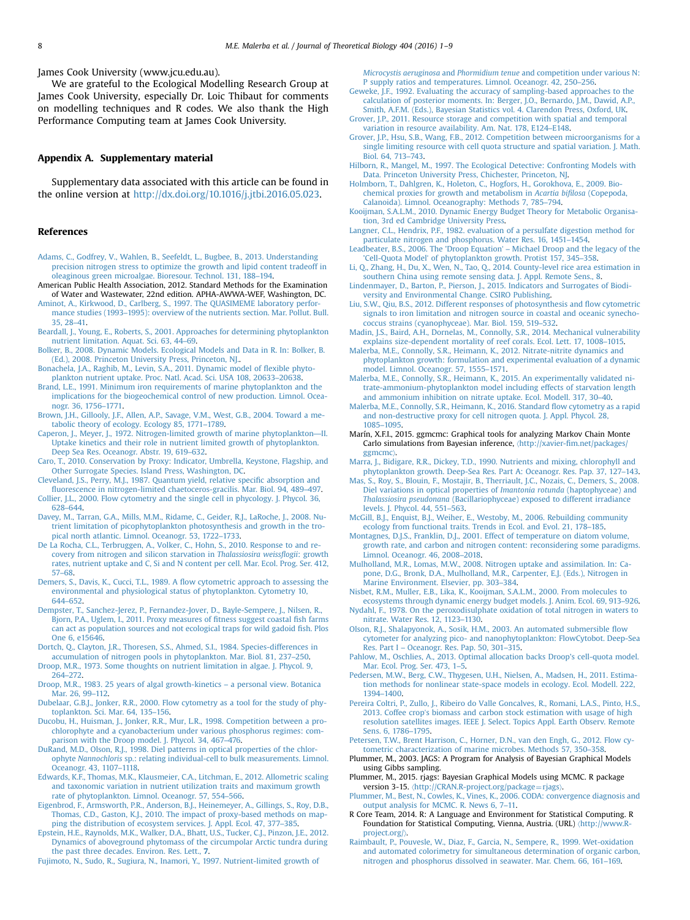James Cook University (www.jcu.edu.au).

We are grateful to the Ecological Modelling Research Group at James Cook University, especially Dr. Loic Thibaut for comments on modelling techniques and R codes. We also thank the High Performance Computing team at James Cook University.

## Appendix A. Supplementary material

Supplementary data associated with this article can be found in the online version at http://dx.doi.org/10.1016/j.jtbi.2016.05.023.

## References

Adams, C., Godfrey, V., Wahlen, B., Seefeldt, L., Bugbee, B., 2013. Understanding precision nitrogen stress to optimize the growth and lipid content tradeoff in oleaginous green microalgae. Bioresour. Technol. 131, 188–194.

American Public Health Association, 2012. Standard Methods for the Examination of Water and Wastewater, 22nd edition. APHA-AWWA-WEF, Washington, DC.

Aminot, A., Kirkwood, D., Carlberg, S., 1997. The QUASIMEME laboratory performance studies (1993–1995): overview of the nutrients section. Mar. Pollut. Bull. 35, 28–41.

Beardall, J., Young, E., Roberts, S., 2001. Approaches for determining phytoplankton nutrient limitation. Aquat. Sci. 63, 44–69.

Bolker, B., 2008. Dynamic Models. Ecological Models and Data in R. In: Bolker, B. (Ed.), 2008. Princeton University Press, Princeton, NJ..

Bonachela, J.A., Raghib, M., Levin, S.A., 2011. Dynamic model of flexible phytoplankton nutrient uptake. Proc. Natl. Acad. Sci. USA 108, 20633–20638.

Brand, L.E., 1991. Minimum iron requirements of marine phytoplankton and the implications for the biogeochemical control of new production. Limnol. Oceanogr. 36, 1756–1771.

Brown, J.H., Gillooly, J.F., Allen, A.P., Savage, V.M., West, G.B., 2004. Toward a metabolic theory of ecology. Ecology 85, 1771–1789.

Caperon, J., Meyer, J., 1972. Nitrogen-limited growth of marine phytoplankton—II. Uptake kinetics and their role in nutrient limited growth of phytoplankton. Deep Sea Res. Oceanogr. Abstr. 19, 619–632.

Caro, T., 2010. Conservation by Proxy: Indicator, Umbrella, Keystone, Flagship, and Other Surrogate Species. Island Press, Washington, DC.

Cleveland, J.S., Perry, M.J., 1987. Quantum yield, relative specific absorption and fluorescence in nitrogen-limited chaetoceros-gracilis. Mar. Biol. 94, 489–497.

Collier, J.L., 2000. Flow cytometry and the single cell in phycology. J. Phycol. 36, 628–644.

Davey, M., Tarran, G.A., Mills, M.M., Ridame, C., Geider, R.J., LaRoche, J., 2008. Nutrient limitation of picophytoplankton photosynthesis and growth in the tropical north atlantic. Limnol. Oceanogr. 53, 1722–1733.

De La Rocha, C.L., Terbruggen, A., Volker, C., Hohn, S., 2010. Response to and recovery from nitrogen and silicon starvation in *Thalassiosira weissflogii*: growth rates, nutrient uptake and C, Si and N content per cell. Mar. Ecol. Prog. Ser. 412, 57–68.

Demers, S., Davis, K., Cucci, T.L., 1989. A flow cytometric approach to assessing the environmental and physiological status of phytoplankton. Cytometry 10, 644–652.

Dempster, T., Sanchez-Jerez, P., Fernandez-Jover, D., Bayle-Sempere, J., Nilsen, R., Bjorn, P.A., Uglem, I., 2011. Proxy measures of fitness suggest coastal fish farms can act as population sources and not ecological traps for wild gadoid fish. Plos One 6, e15646.

Dortch, Q., Clayton, J.R., Thoresen, S.S., Ahmed, S.I., 1984. Species-differences in accumulation of nitrogen pools in phytoplankton. Mar. Biol. 81, 237–250.

Droop, M.R., 1973. Some thoughts on nutrient limitation in algae. J. Phycol. 9, 264–272.

Droop, M.R., 1983. 25 years of algal growth-kinetics – a personal view. Botanica Mar. 26, 99–112.

Dubelaar, G.B.J., Jonker, R.R., 2000. Flow cytometry as a tool for the study of phytoplankton. Sci. Mar. 64, 135–156.

Ducobu, H., Huisman, J., Jonker, R.R., Mur, L.R., 1998. Competition between a prochlorophyte and a cyanobacterium under various phosphorus regimes: comparison with the Droop model. J. Phycol. 34, 467–476.

DuRand, M.D., Olson, R.J., 1998. Diel patterns in optical properties of the chlorophyte *Nannochloris* sp.: relating individual-cell to bulk measurements. Limnol. Oceanogr. 43, 1107–1118.

Edwards, K.F., Thomas, M.K., Klausmeier, C.A., Litchman, E., 2012. Allometric scaling and taxonomic variation in nutrient utilization traits and maximum growth rate of phytoplankton. Limnol. Oceanogr. 57, 554–566.

Eigenbrod, F., Armsworth, P.R., Anderson, B.J., Heinemeyer, A., Gillings, S., Roy, D.B., Thomas, C.D., Gaston, K.J., 2010. The impact of proxy-based methods on mapping the distribution of ecosystem services. J. Appl. Ecol. 47, 377–385.

Epstein, H.E., Raynolds, M.K., Walker, D.A., Bhatt, U.S., Tucker, C.J., Pinzon, J.E., 2012. Dynamics of aboveground phytomass of the circumpolar Arctic tundra during the past three decades. Environ. Res. Lett., 7.

Fujimoto, N., Sudo, R., Sugiura, N., Inamori, Y., 1997. Nutrient-limited growth of *Microcystis aeruginosa* and *Phormidium tenue* and competition under various N: P supply ratios and temperatures. Limnol. Oceanogr. 42, 250–256.

Geweke, J.F., 1992. Evaluating the accuracy of sampling-based approaches to the calculation of posterior moments. In: Berger, J.O., Bernardo, J.M., Dawid, A.P., Smith, A.F.M. (Eds.), Bayesian Statistics vol. 4. Clarendon Press, Oxford, UK.

Grover, J.P., 2011. Resource storage and competition with spatial and temporal variation in resource availability. Am. Nat. 178, E124–E148.

Grover, J.P., Hsu, S.B., Wang, F.B., 2012. Competition between microorganisms for a single limiting resource with cell quota structure and spatial variation. J. Math. Biol. 64, 713–743.

Hilborn, R., Mangel, M., 1997. The Ecological Detective: Confronting Models with Data. Princeton University Press, Chichester, Princeton, NJ.

Holmborn, T., Dahlgren, K., Holeton, C., Hogfors, H., Gorokhova, E., 2009. Biochemical proxies for growth and metabolism in *Acartia bifilosa* (Copepoda, Calanoida). Limnol. Oceanography: Methods 7, 785–794.

Kooijman, S.A.L.M., 2010. Dynamic Energy Budget Theory for Metabolic Organisation, 3rd ed Cambridge University Press.

Langner, C.L., Hendrix, P.F., 1982. evaluation of a persulfate digestion method for particulate nitrogen and phosphorus. Water Res. 16, 1451–1454.

Leadbeater, B.S., 2006. The 'Droop Equation' – Michael Droop and the legacy of the 'Cell-Quota Model' of phytoplankton growth. Protist 157, 345–358.

Li, Q., Zhang, H., Du, X., Wen, N., Tao, Q., 2014. County-level rice area estimation in southern China using remote sensing data. J. Appl. Remote Sens., 8.

Lindenmayer, D., Barton, P., Pierson, J., 2015. Indicators and Surrogates of Biodiversity and Environmental Change. CSIRO Publishing.

Liu, S.W., Qiu, B.S., 2012. Different responses of photosynthesis and flow cytometric signals to iron limitation and nitrogen source in coastal and oceanic synechococcus strains (cyanophyceae). Mar. Biol. 159, 519–532.

Madin, J.S., Baird, A.H., Dornelas, M., Connolly, S.R., 2014. Mechanical vulnerability explains size-dependent mortality of reef corals. Ecol. Lett. 17, 1008–1015.

Malerba, M.E., Connolly, S.R., Heimann, K., 2012. Nitrate-nitrite dynamics and phytoplankton growth: formulation and experimental evaluation of a dynamic model. Limnol. Oceanogr. 57, 1555–1571.

Malerba, M.E., Connolly, S.R., Heimann, K., 2015. An experimentally validated nitrate-ammonium-phytoplankton model including effects of starvation length and ammonium inhibition on nitrate uptake. Ecol. Modell. 317, 30–40.

Malerba, M.E., Connolly, S.R., Heimann, K., 2016. Standard flow cytometry as a rapid and non-destructive proxy for cell nitrogen quota. J. Appl. Phycol. 28, 1085–1095.

Marín, X.F.I., 2015. ggmcmc: Graphical tools for analyzing Markov Chain Monte Carlo simulations from Bayesian inference, ⟨http://xavier-fim.net/packages/ggmcmc⟩.

Marra, J., Bidigare, R.R., Dickey, T.D., 1990. Nutrients and mixing, chlorophyll and phytoplankton growth. Deep-Sea Res. Part A: Oceanogr. Res. Pap. 37, 127–143.

Mas, S., Roy, S., Blouin, F., Mostajir, B., Therriault, J.C., Nozais, C., Demers, S., 2008. Diel variations in optical properties of *Imantonia rotunda* (haptophyceae) and *Thalassiosira pseudonana* (Bacillariophyceae) exposed to different irradiance levels. J. Phycol. 44, 551–563.

McGill, B.J., Enquist, B.J., Weiher, E., Westoby, M., 2006. Rebuilding community ecology from functional traits. Trends in Ecol. and Evol. 21, 178–185.

Montagnes, D.J.S., Franklin, D.J., 2001. Effect of temperature on diatom volume, growth rate, and carbon and nitrogen content: reconsidering some paradigms. Limnol. Oceanogr. 46, 2008–2018.

Mulholland, M.R., Lomas, M.W., 2008. Nitrogen uptake and assimilation. In: Capone, D.G., Bronk, D.A., Mulholland, M.R., Carpenter, E.J. (Eds.), Nitrogen in Marine Environment. Elsevier, pp. 303–384.

Nisbet, R.M., Muller, E.B., Lika, K., Kooijman, S.A.L.M., 2000. From molecules to ecosystems through dynamic energy budget models. J. Anim. Ecol. 69, 913–926.

Nydahl, F., 1978. On the peroxodisulphate oxidation of total nitrogen in waters to nitrate. Water Res. 12, 1123–1130.

Olson, R.J., Shalapyonok, A., Sosik, H.M., 2003. An automated submersible flow cytometer for analyzing pico- and nanophytoplankton: FlowCytobot. Deep-Sea Res. Part I – Oceanogr. Res. Pap. 50, 301–315.

Pahlow, M., Oschlies, A., 2013. Optimal allocation backs Droop's cell-quota model. Mar. Ecol. Prog. Ser. 473, 1–5.

Pedersen, M.W., Berg, C.W., Thygesen, U.H., Nielsen, A., Madsen, H., 2011. Estimation methods for nonlinear state-space models in ecology. Ecol. Modell. 222, 1394–1400.

Pereira Coltri, P., Zullo, J., Ribeiro do Valle Goncalves, R., Romani, L.A.S., Pinto, H.S., 2013. Coffee crop's biomass and carbon stock estimation with usage of high resolution satellites images. IEEE J. Select. Topics Appl. Earth Observ. Remote Sens. 6, 1786–1795.

Petersen, T.W., Brent Harrison, C., Horner, D.N., van den Engh, G., 2012. Flow cytometric characterization of marine microbes. Methods 57, 350–358.

Plummer, M., 2003. JAGS: A Program for Analysis of Bayesian Graphical Models using Gibbs sampling.

Plummer, M., 2015. rjags: Bayesian Graphical Models using MCMC. R package version 3-15. ⟨http://CRAN.R-project.org/package=rjags⟩.

Plummer, M., Best, N., Cowles, K., Vines, K., 2006. CODA: convergence diagnosis and output analysis for MCMC. R News 6, 7–11.

R Core Team, 2014. R: A Language and Environment for Statistical Computing. R Foundation for Statistical Computing, Vienna, Austria. (URL) ⟨http://www.R-project.org/⟩.

Raimbault, P., Pouvesle, W., Diaz, F., Garcia, N., Sempere, R., 1999. Wet-oxidation and automated colorimetry for simultaneous determination of organic carbon, nitrogen and phosphorus dissolved in seawater. Mar. Chem. 66, 161–169.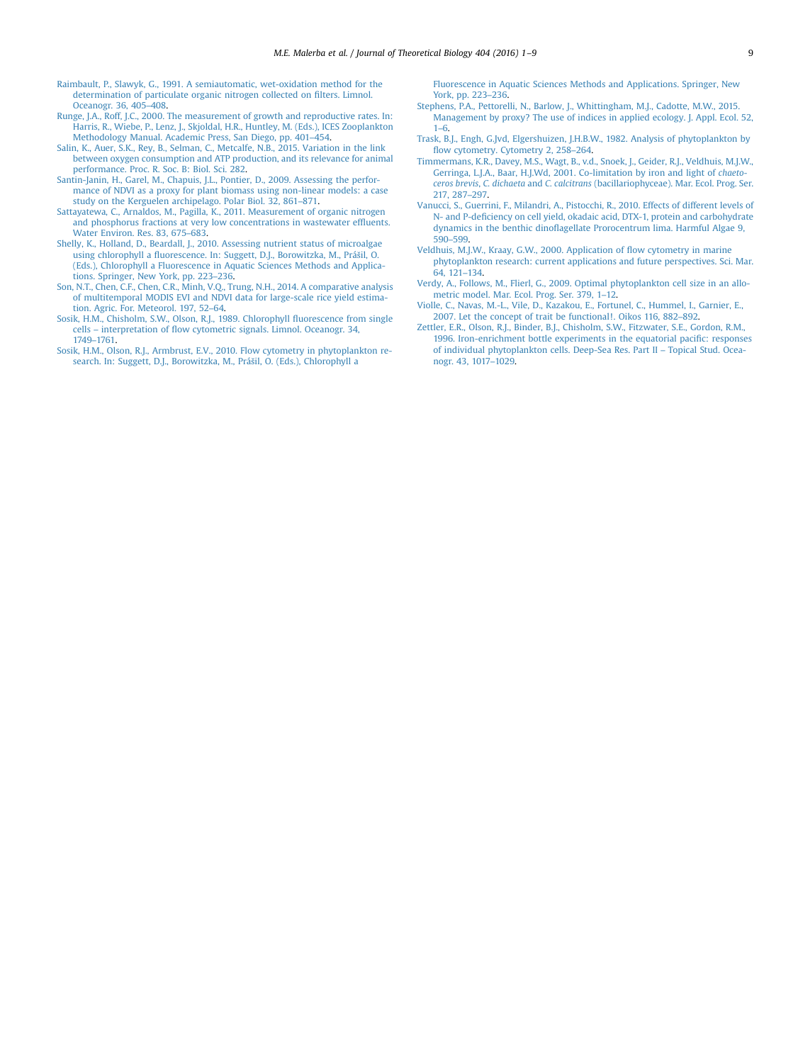Raimbault, P., Slawyk, G., 1991. A semiautomatic, wet-oxidation method for the determination of particulate organic nitrogen collected on filters. Limnol. Oceanogr. 36, 405–408.

Runge, J.A., Roff, J.C., 2000. The measurement of growth and reproductive rates. In: Harris, R., Wiebe, P., Lenz, J., Skjoldal, H.R., Huntley, M. (Eds.), ICES Zooplankton Methodology Manual. Academic Press, San Diego, pp. 401–454.

Salin, K., Auer, S.K., Rey, B., Selman, C., Metcalfe, N.B., 2015. Variation in the link between oxygen consumption and ATP production, and its relevance for animal performance. Proc. R. Soc. B: Biol. Sci. 282.

Santin-Janin, H., Garel, M., Chapuis, J.L., Pontier, D., 2009. Assessing the performance of NDVI as a proxy for plant biomass using non-linear models: a case study on the Kerguelen archipelago. Polar Biol. 32, 861–871.

Sattayatewa, C., Arnaldos, M., Pagilla, K., 2011. Measurement of organic nitrogen and phosphorus fractions at very low concentrations in wastewater effluents. Water Environ. Res. 83, 675–683.

Shelly, K., Holland, D., Beardall, J., 2010. Assessing nutrient status of microalgae using chlorophyll a fluorescence. In: Suggett, D.J., Borowitzka, M., Prášil, O. (Eds.), Chlorophyll a Fluorescence in Aquatic Sciences Methods and Applications. Springer, New York, pp. 223–236.

Son, N.T., Chen, C.F., Chen, C.R., Minh, V.Q., Trung, N.H., 2014. A comparative analysis of multitemporal MODIS EVI and NDVI data for large-scale rice yield estimation. Agric. For. Meteorol. 197, 52–64.

Sosik, H.M., Chisholm, S.W., Olson, R.J., 1989. Chlorophyll fluorescence from single cells – interpretation of flow cytometric signals. Limnol. Oceanogr. 34, 1749–1761.

Sosik, H.M., Olson, R.J., Armbrust, E.V., 2010. Flow cytometry in phytoplankton research. In: Suggett, D.J., Borowitzka, M., Prášil, O. (Eds.), Chlorophyll a Fluorescence in Aquatic Sciences Methods and Applications. Springer, New York, pp. 223–236.

Stephens, P.A., Pettorelli, N., Barlow, J., Whittingham, M.J., Cadotte, M.W., 2015. Management by proxy? The use of indices in applied ecology. J. Appl. Ecol. 52, 1–6.

Trask, B.J., Engh, G.Jvd, Elgershuizen, J.H.B.W., 1982. Analysis of phytoplankton by flow cytometry. Cytometry 2, 258–264.

Timmermans, K.R., Davey, M.S., Wagt, B., v.d., Snoek, J., Geider, R.J., Veldhuis, M.J.W., Gerringa, L.J.A., Baar, H.J.Wd, 2001. Co-limitation by iron and light of *chaetoceros brevis*, *C. dichaeta* and *C. calcitrans* (bacillariophyceae). Mar. Ecol. Prog. Ser. 217, 287–297.

Vanucci, S., Guerrini, F., Milandri, A., Pistocchi, R., 2010. Effects of different levels of N- and P-deficiency on cell yield, okadaic acid, DTX-1, protein and carbohydrate dynamics in the benthic dinoflagellate Prorocentrum lima. Harmful Algae 9, 590–599.

Veldhuis, M.J.W., Kraay, G.W., 2000. Application of flow cytometry in marine phytoplankton research: current applications and future perspectives. Sci. Mar. 64, 121–134.

Verdy, A., Follows, M., Flierl, G., 2009. Optimal phytoplankton cell size in an allometric model. Mar. Ecol. Prog. Ser. 379, 1–12.

Violle, C., Navas, M.-L., Vile, D., Kazakou, E., Fortunel, C., Hummel, I., Garnier, E., 2007. Let the concept of trait be functional!. Oikos 116, 882–892.

Zettler, E.R., Olson, R.J., Binder, B.J., Chisholm, S.W., Fitzwater, S.E., Gordon, R.M., 1996. Iron-enrichment bottle experiments in the equatorial pacific: responses of individual phytoplankton cells. Deep-Sea Res. Part II – Topical Stud. Oceanogr. 43, 1017–1029.